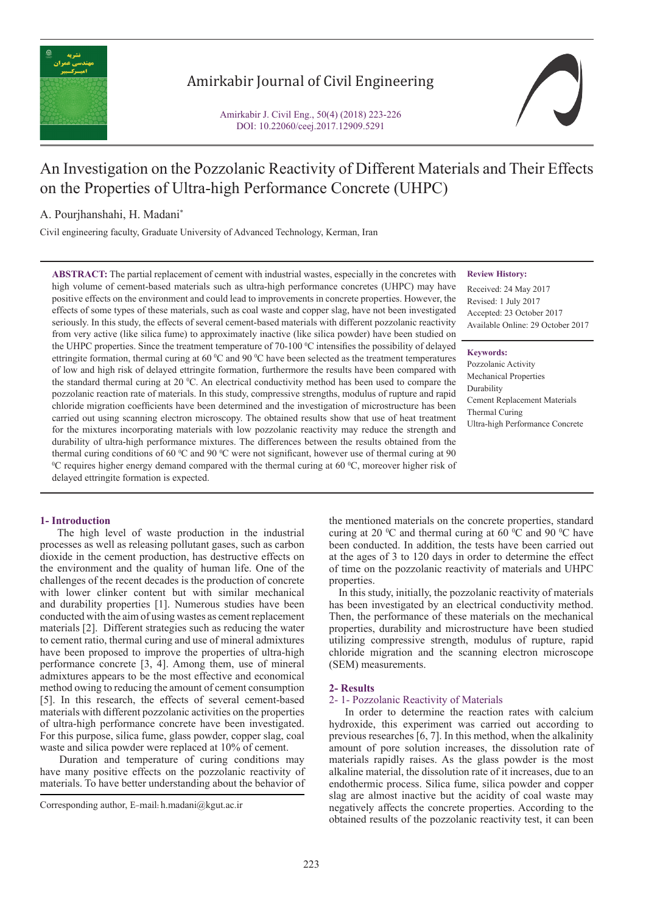# An Investigation on the Pozzolanic Reactivity of Different Materials and Their Effects on the Properties of Ultra-high Performance Concrete (UHPC)

A. Pourjhanshahi, H. Madani*

Civil engineering faculty, Graduate University of Advanced Technology, Kerman, Iran

**ABSTRACT:** The partial replacement of cement with industrial wastes, especially in the concretes with high volume of cement-based materials such as ultra-high performance concretes (UHPC) may have positive effects on the environment and could lead to improvements in concrete properties. However, the effects of some types of these materials, such as coal waste and copper slag, have not been investigated seriously. In this study, the effects of several cement-based materials with different pozzolanic reactivity from very active (like silica fume) to approximately inactive (like silica powder) have been studied on the UHPC properties. Since the treatment temperature of 70-100 $^0$C intensifies the possibility of delayed ettringite formation, thermal curing at 60 $^0$C and 90 $^0$C have been selected as the treatment temperatures of low and high risk of delayed ettringite formation, furthermore the results have been compared with the standard thermal curing at 20 $^0$C. An electrical conductivity method has been used to compare the pozzolanic reaction rate of materials. In this study, compressive strengths, modulus of rupture and rapid chloride migration coefficients have been determined and the investigation of microstructure has been carried out using scanning electron microscopy. The obtained results show that use of heat treatment for the mixtures incorporating materials with low pozzolanic reactivity may reduce the strength and durability of ultra-high performance mixtures. The differences between the results obtained from the thermal curing conditions of 60 $^0$C and 90 $^0$C were not significant, however use of thermal curing at 90 $^0$C requires higher energy demand compared with the thermal curing at 60 $^0$C, moreover higher risk of delayed ettringite formation is expected.

**Review History:**

Received: 24 May 2017
Revised: 1 July 2017
Accepted: 23 October 2017
Available Online: 29 October 2017

**Keywords:**

Pozzolanic Activity
Mechanical Properties
Durability
Cement Replacement Materials
Thermal Curing
Ultra-high Performance Concrete

## 1- Introduction

The high level of waste production in the industrial processes as well as releasing pollutant gases, such as carbon dioxide in the cement production, has destructive effects on the environment and the quality of human life. One of the challenges of the recent decades is the production of concrete with lower clinker content but with similar mechanical and durability properties [1]. Numerous studies have been conducted with the aim of using wastes as cement replacement materials [2]. Different strategies such as reducing the water to cement ratio, thermal curing and use of mineral admixtures have been proposed to improve the properties of ultra-high performance concrete [3, 4]. Among them, use of mineral admixtures appears to be the most effective and economical method owing to reducing the amount of cement consumption [5]. In this research, the effects of several cement-based materials with different pozzolanic activities on the properties of ultra-high performance concrete have been investigated. For this purpose, silica fume, glass powder, copper slag, coal waste and silica powder were replaced at 10% of cement.

Duration and temperature of curing conditions may have many positive effects on the pozzolanic reactivity of materials. To have better understanding about the behavior of the mentioned materials on the concrete properties, standard curing at 20 $^0$C and thermal curing at 60 $^0$C and 90 $^0$C have been conducted. In addition, the tests have been carried out at the ages of 3 to 120 days in order to determine the effect of time on the pozzolanic reactivity of materials and UHPC properties.

In this study, initially, the pozzolanic reactivity of materials has been investigated by an electrical conductivity method. Then, the performance of these materials on the mechanical properties, durability and microstructure have been studied utilizing compressive strength, modulus of rupture, rapid chloride migration and the scanning electron microscope (SEM) measurements.

Corresponding author, E-mail: h.madani@kgut.ac.ir

## 2- Results

### 2- 1- Pozzolanic Reactivity of Materials

In order to determine the reaction rates with calcium hydroxide, this experiment was carried out according to previous researches [6, 7]. In this method, when the alkalinity amount of pore solution increases, the dissolution rate of materials rapidly raises. As the glass powder is the most alkaline material, the dissolution rate of it increases, due to an endothermic process. Silica fume, silica powder and copper slag are almost inactive but the acidity of coal waste may negatively affects the concrete properties. According to the obtained results of the pozzolanic reactivity test, it can been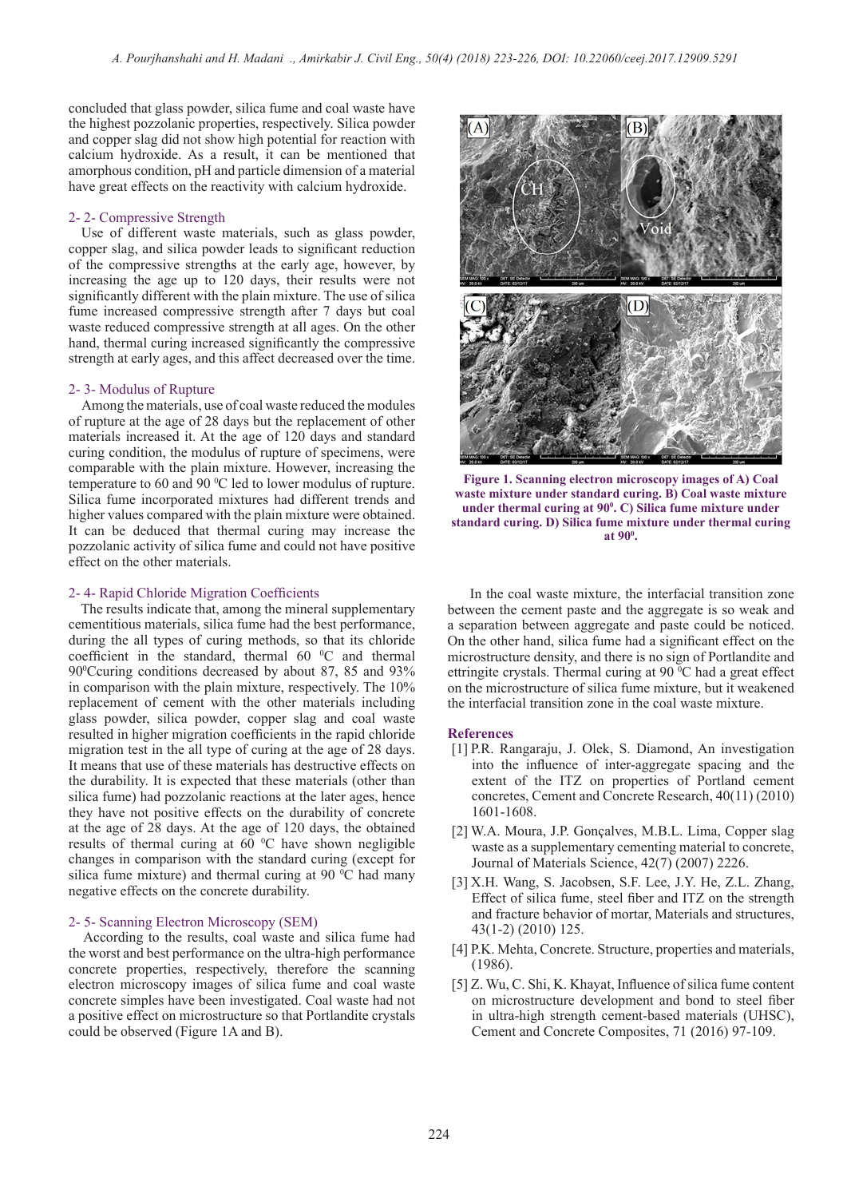concluded that glass powder, silica fume and coal waste have the highest pozzolanic properties, respectively. Silica powder and copper slag did not show high potential for reaction with calcium hydroxide. As a result, it can be mentioned that amorphous condition, pH and particle dimension of a material have great effects on the reactivity with calcium hydroxide.

## 2- 2- Compressive Strength

Use of different waste materials, such as glass powder, copper slag, and silica powder leads to significant reduction of the compressive strengths at the early age, however, by increasing the age up to 120 days, their results were not significantly different with the plain mixture. The use of silica fume increased compressive strength after 7 days but coal waste reduced compressive strength at all ages. On the other hand, thermal curing increased significantly the compressive strength at early ages, and this affect decreased over the time.

## 2- 3- Modulus of Rupture

Among the materials, use of coal waste reduced the modules of rupture at the age of 28 days but the replacement of other materials increased it. At the age of 120 days and standard curing condition, the modulus of rupture of specimens, were comparable with the plain mixture. However, increasing the temperature to 60 and 90 $^0$C led to lower modulus of rupture. Silica fume incorporated mixtures had different trends and higher values compared with the plain mixture were obtained. It can be deduced that thermal curing may increase the pozzolanic activity of silica fume and could not have positive effect on the other materials.

## 2- 4- Rapid Chloride Migration Coefficients

The results indicate that, among the mineral supplementary cementitious materials, silica fume had the best performance, during the all types of curing methods, so that its chloride coefficient in the standard, thermal 60 $^0$C and thermal 90$^0$Ccuring conditions decreased by about 87, 85 and 93% in comparison with the plain mixture, respectively. The 10% replacement of cement with the other materials including glass powder, silica powder, copper slag and coal waste resulted in higher migration coefficients in the rapid chloride migration test in the all type of curing at the age of 28 days. It means that use of these materials has destructive effects on the durability. It is expected that these materials (other than silica fume) had pozzolanic reactions at the later ages, hence they have not positive effects on the durability of concrete at the age of 28 days. At the age of 120 days, the obtained results of thermal curing at 60 $^0$C have shown negligible changes in comparison with the standard curing (except for silica fume mixture) and thermal curing at 90 $^0$C had many negative effects on the concrete durability.

## 2- 5- Scanning Electron Microscopy (SEM)

According to the results, coal waste and silica fume had the worst and best performance on the ultra-high performance concrete properties, respectively, therefore the scanning electron microscopy images of silica fume and coal waste concrete simples have been investigated. Coal waste had not a positive effect on microstructure so that Portlandite crystals could be observed (Figure 1A and B).

**Figure 1. Scanning electron microscopy images of A) Coal waste mixture under standard curing. B) Coal waste mixture under thermal curing at 90$^0$. C) Silica fume mixture under standard curing. D) Silica fume mixture under thermal curing at 90$^0$.**

In the coal waste mixture, the interfacial transition zone between the cement paste and the aggregate is so weak and a separation between aggregate and paste could be noticed. On the other hand, silica fume had a significant effect on the microstructure density, and there is no sign of Portlandite and ettringite crystals. Thermal curing at 90 $^0$C had a great effect on the microstructure of silica fume mixture, but it weakened the interfacial transition zone in the coal waste mixture.

## References

[1] P.R. Rangaraju, J. Olek, S. Diamond, An investigation into the influence of inter-aggregate spacing and the extent of the ITZ on properties of Portland cement concretes, Cement and Concrete Research, 40(11) (2010) 1601-1608.

[2] W.A. Moura, J.P. Gonçalves, M.B.L. Lima, Copper slag waste as a supplementary cementing material to concrete, Journal of Materials Science, 42(7) (2007) 2226.

[3] X.H. Wang, S. Jacobsen, S.F. Lee, J.Y. He, Z.L. Zhang, Effect of silica fume, steel fiber and ITZ on the strength and fracture behavior of mortar, Materials and structures, 43(1-2) (2010) 125.

[4] P.K. Mehta, Concrete. Structure, properties and materials, (1986).

[5] Z. Wu, C. Shi, K. Khayat, Influence of silica fume content on microstructure development and bond to steel fiber in ultra-high strength cement-based materials (UHSC), Cement and Concrete Composites, 71 (2016) 97-109.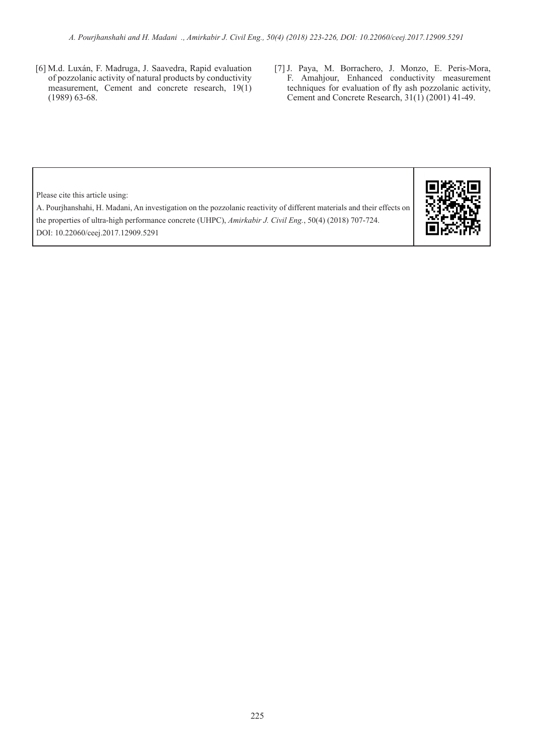[6] M.d. Luxán, F. Madruga, J. Saavedra, Rapid evaluation of pozzolanic activity of natural products by conductivity measurement, Cement and concrete research, 19(1) (1989) 63-68.

[7] J. Paya, M. Borrachero, J. Monzo, E. Peris-Mora, F. Amahjour, Enhanced conductivity measurement techniques for evaluation of fly ash pozzolanic activity, Cement and Concrete Research, 31(1) (2001) 41-49.

Please cite this article using:

A. Pourjhanshahi, H. Madani, An investigation on the pozzolanic reactivity of different materials and their effects on the properties of ultra-high performance concrete (UHPC), *Amirkabir J. Civil Eng.*, 50(4) (2018) 707-724.

DOI: 10.22060/ceej.2017.12909.5291